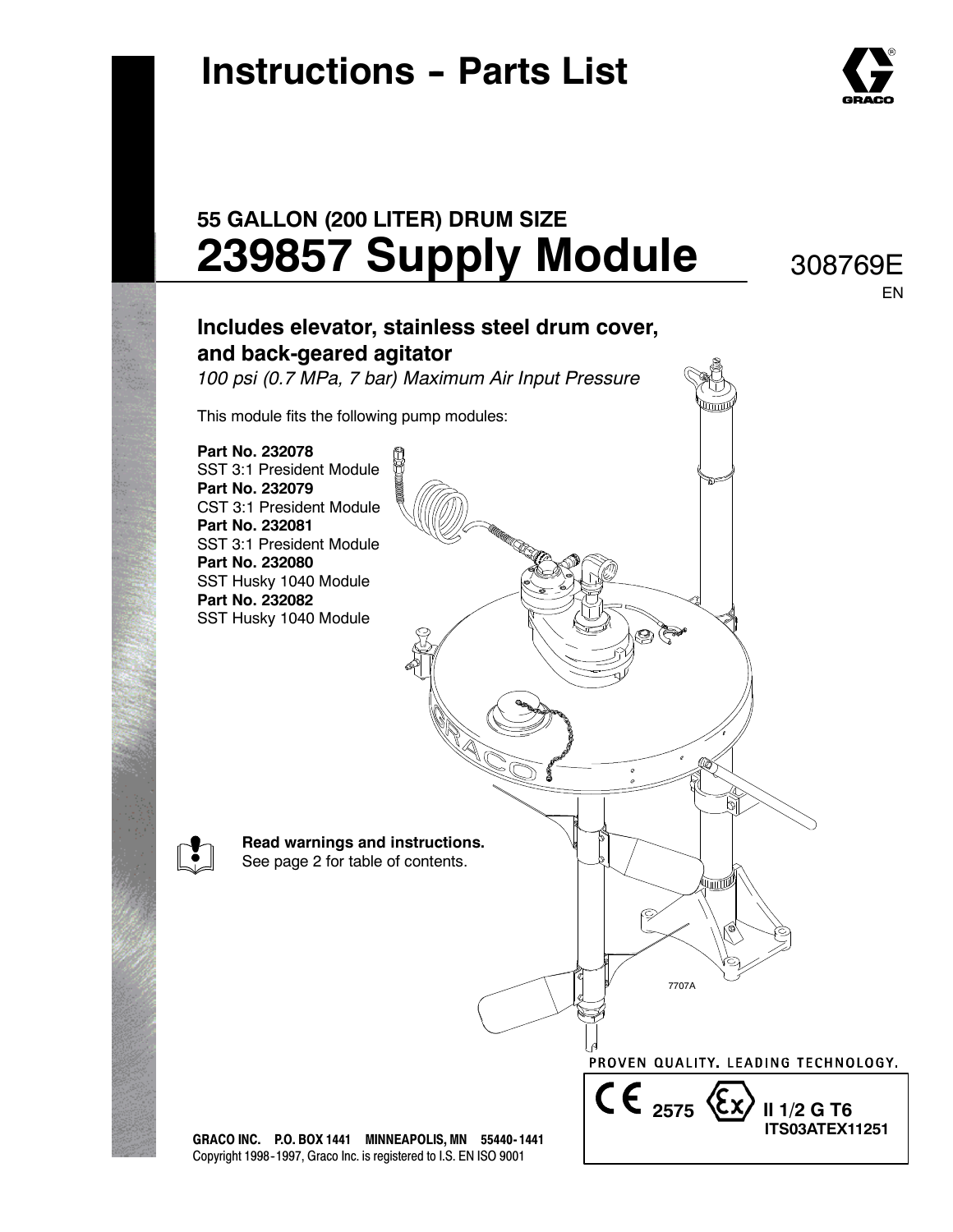# Instructions - Parts List

## 55 GALLON (200 LITER) DRUM SIZE

# 239857 Supply Module

308769E

EN

### Includes elevator, stainless steel drum cover, and back-geared agitator

*100 psi (0.7 MPa, 7 bar) Maximum Air Input Pressure*

This module fits the following pump modules:

**Part No. 232078**
SST 3:1 President Module
**Part No. 232079**
CST 3:1 President Module
**Part No. 232081**
SST 3:1 President Module
**Part No. 232080**
SST Husky 1040 Module
**Part No. 232082**
SST Husky 1040 Module

7707A

**Read warnings and instructions.**
See page 2 for table of contents.

PROVEN QUALITY. LEADING TECHNOLOGY.

CE 2575 Ex II 1/2 G T6
ITS03ATEX11251

GRACO INC. P.O. BOX 1441 MINNEAPOLIS, MN 55440-1441
Copyright 1998-1997, Graco Inc. is registered to I.S. EN ISO 9001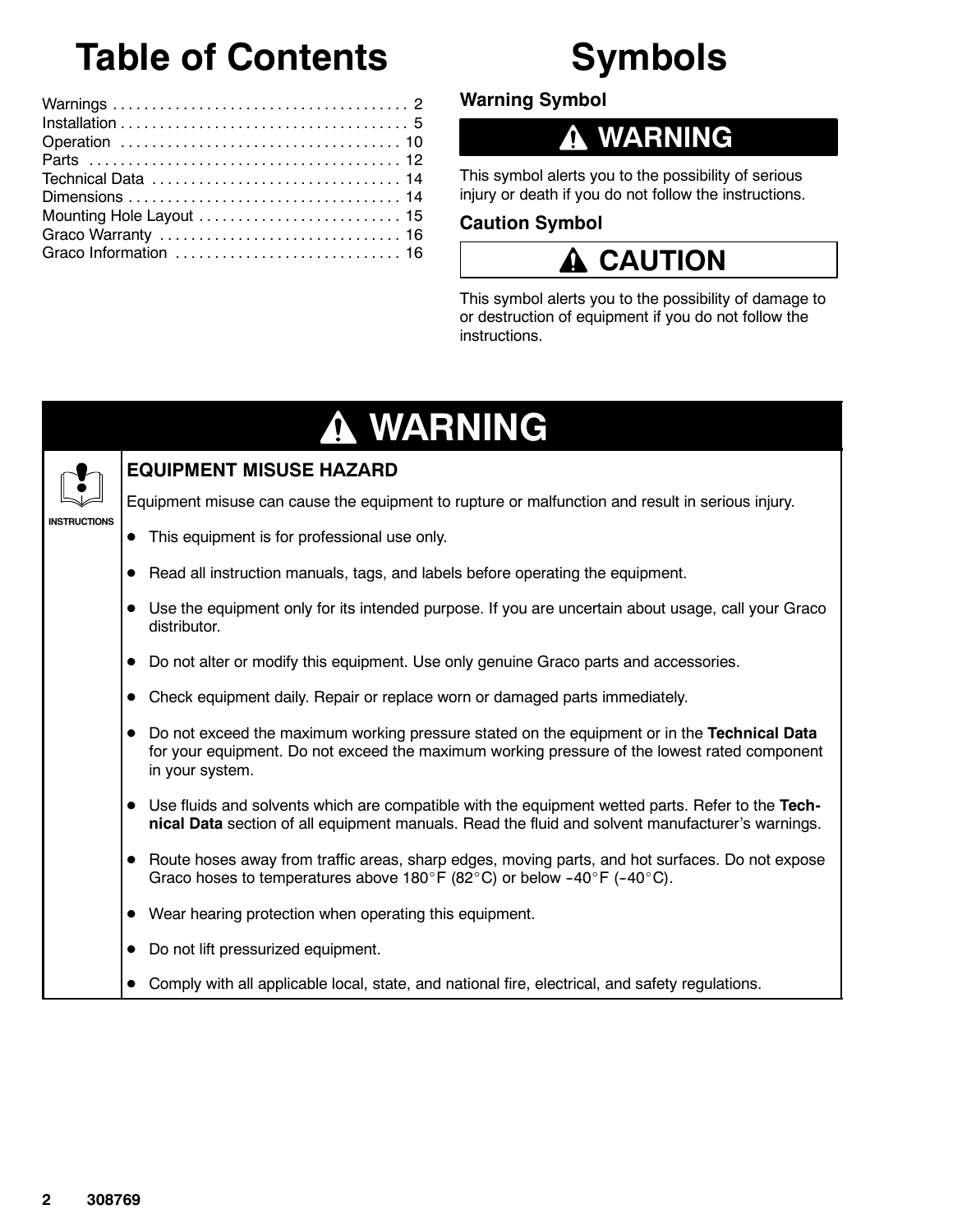# Table of Contents

Warnings . . . . . . . . . . . . . . . . . . . . . . . . . . . . . . . . . . . . . . 2
Installation . . . . . . . . . . . . . . . . . . . . . . . . . . . . . . . . . . . . . 5
Operation . . . . . . . . . . . . . . . . . . . . . . . . . . . . . . . . . . . . 10
Parts . . . . . . . . . . . . . . . . . . . . . . . . . . . . . . . . . . . . . . . . 12
Technical Data . . . . . . . . . . . . . . . . . . . . . . . . . . . . . . . . 14
Dimensions . . . . . . . . . . . . . . . . . . . . . . . . . . . . . . . . . . . 14
Mounting Hole Layout . . . . . . . . . . . . . . . . . . . . . . . . . . 15
Graco Warranty . . . . . . . . . . . . . . . . . . . . . . . . . . . . . . . 16
Graco Information . . . . . . . . . . . . . . . . . . . . . . . . . . . . . 16

# Symbols

### Warning Symbol

**WARNING**

This symbol alerts you to the possibility of serious injury or death if you do not follow the instructions.

### Caution Symbol

**CAUTION**

This symbol alerts you to the possibility of damage to or destruction of equipment if you do not follow the instructions.

## WARNING

**INSTRUCTIONS**

### EQUIPMENT MISUSE HAZARD

Equipment misuse can cause the equipment to rupture or malfunction and result in serious injury.

- This equipment is for professional use only.
- Read all instruction manuals, tags, and labels before operating the equipment.
- Use the equipment only for its intended purpose. If you are uncertain about usage, call your Graco distributor.
- Do not alter or modify this equipment. Use only genuine Graco parts and accessories.
- Check equipment daily. Repair or replace worn or damaged parts immediately.
- Do not exceed the maximum working pressure stated on the equipment or in the **Technical Data** for your equipment. Do not exceed the maximum working pressure of the lowest rated component in your system.
- Use fluids and solvents which are compatible with the equipment wetted parts. Refer to the **Technical Data** section of all equipment manuals. Read the fluid and solvent manufacturer's warnings.
- Route hoses away from traffic areas, sharp edges, moving parts, and hot surfaces. Do not expose Graco hoses to temperatures above 180°F (82°C) or below –40°F (–40°C).
- Wear hearing protection when operating this equipment.
- Do not lift pressurized equipment.
- Comply with all applicable local, state, and national fire, electrical, and safety regulations.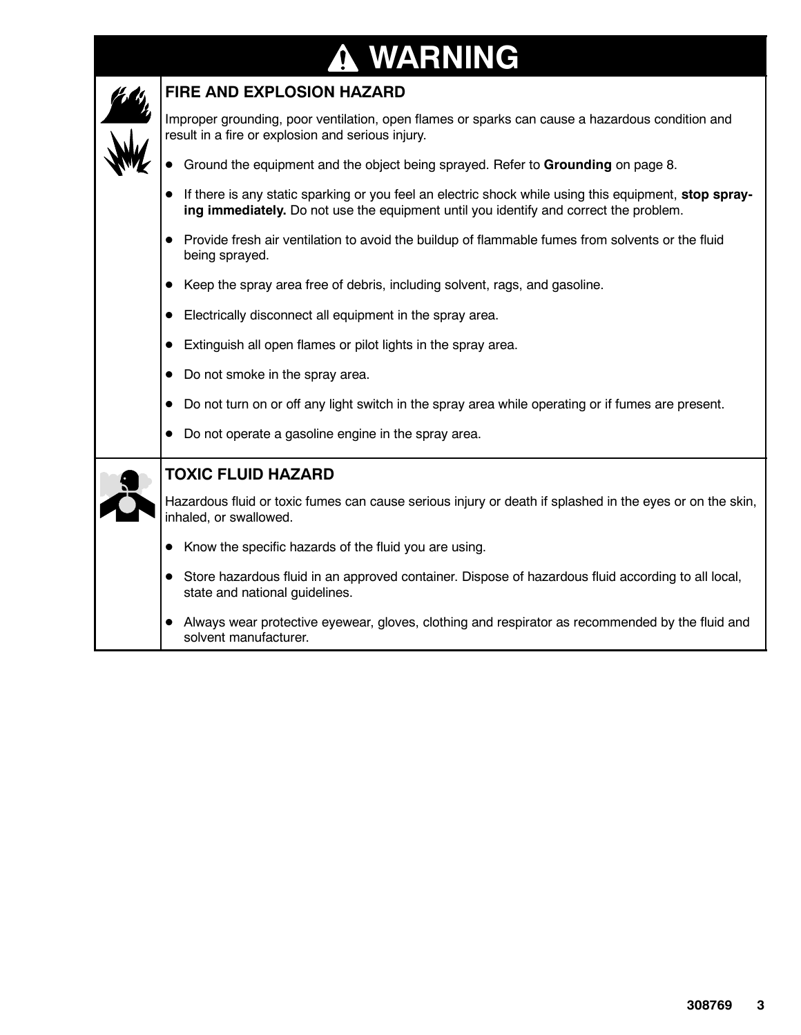# ⚠ WARNING

## FIRE AND EXPLOSION HAZARD

Improper grounding, poor ventilation, open flames or sparks can cause a hazardous condition and result in a fire or explosion and serious injury.

- Ground the equipment and the object being sprayed. Refer to **Grounding** on page 8.
- If there is any static sparking or you feel an electric shock while using this equipment, **stop spraying immediately.** Do not use the equipment until you identify and correct the problem.
- Provide fresh air ventilation to avoid the buildup of flammable fumes from solvents or the fluid being sprayed.
- Keep the spray area free of debris, including solvent, rags, and gasoline.
- Electrically disconnect all equipment in the spray area.
- Extinguish all open flames or pilot lights in the spray area.
- Do not smoke in the spray area.
- Do not turn on or off any light switch in the spray area while operating or if fumes are present.
- Do not operate a gasoline engine in the spray area.

## TOXIC FLUID HAZARD

Hazardous fluid or toxic fumes can cause serious injury or death if splashed in the eyes or on the skin, inhaled, or swallowed.

- Know the specific hazards of the fluid you are using.
- Store hazardous fluid in an approved container. Dispose of hazardous fluid according to all local, state and national guidelines.
- Always wear protective eyewear, gloves, clothing and respirator as recommended by the fluid and solvent manufacturer.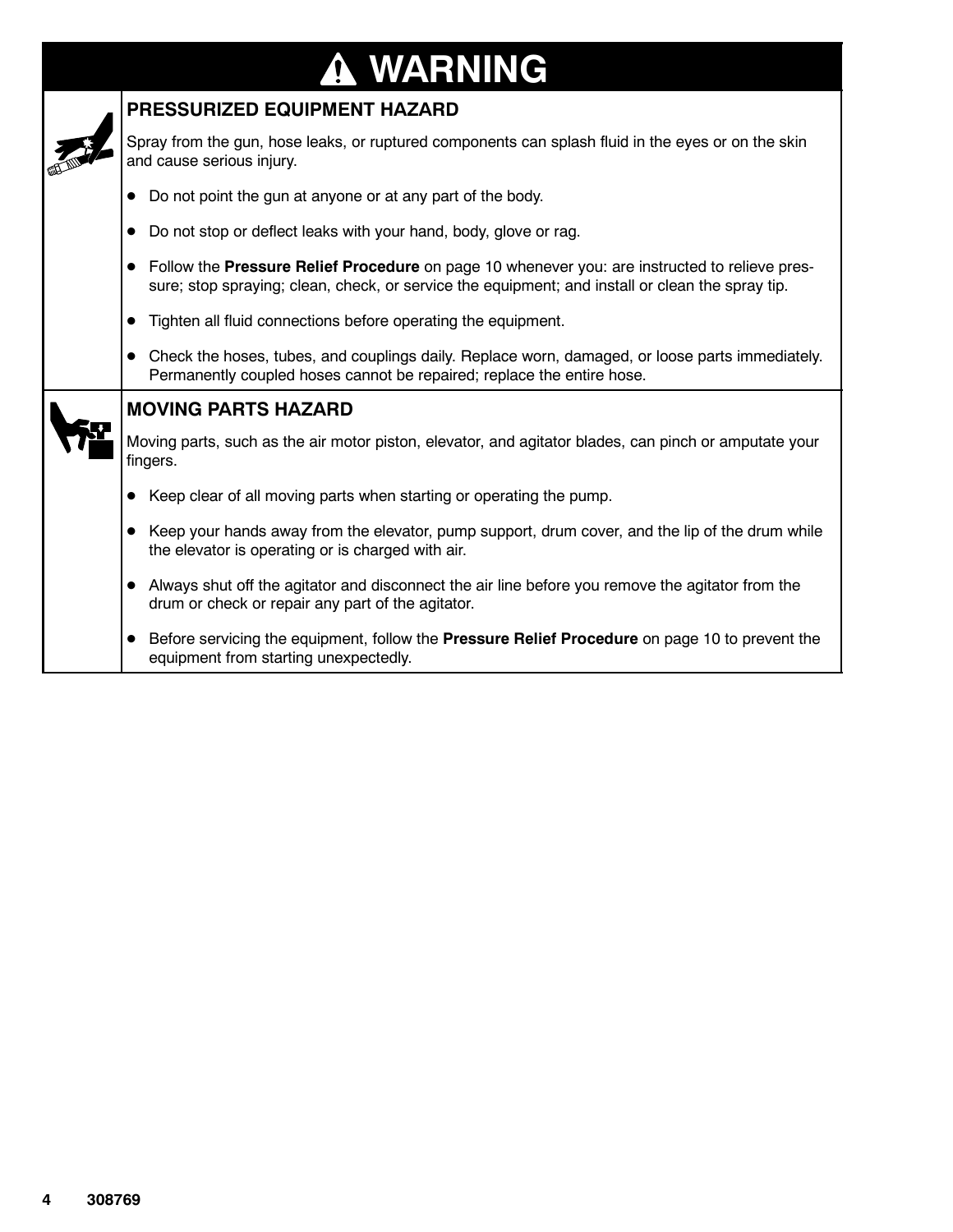# ⚠ WARNING

## PRESSURIZED EQUIPMENT HAZARD

Spray from the gun, hose leaks, or ruptured components can splash fluid in the eyes or on the skin and cause serious injury.

- Do not point the gun at anyone or at any part of the body.
- Do not stop or deflect leaks with your hand, body, glove or rag.
- Follow the **Pressure Relief Procedure** on page 10 whenever you: are instructed to relieve pressure; stop spraying; clean, check, or service the equipment; and install or clean the spray tip.
- Tighten all fluid connections before operating the equipment.
- Check the hoses, tubes, and couplings daily. Replace worn, damaged, or loose parts immediately. Permanently coupled hoses cannot be repaired; replace the entire hose.

## MOVING PARTS HAZARD

Moving parts, such as the air motor piston, elevator, and agitator blades, can pinch or amputate your fingers.

- Keep clear of all moving parts when starting or operating the pump.
- Keep your hands away from the elevator, pump support, drum cover, and the lip of the drum while the elevator is operating or is charged with air.
- Always shut off the agitator and disconnect the air line before you remove the agitator from the drum or check or repair any part of the agitator.
- Before servicing the equipment, follow the **Pressure Relief Procedure** on page 10 to prevent the equipment from starting unexpectedly.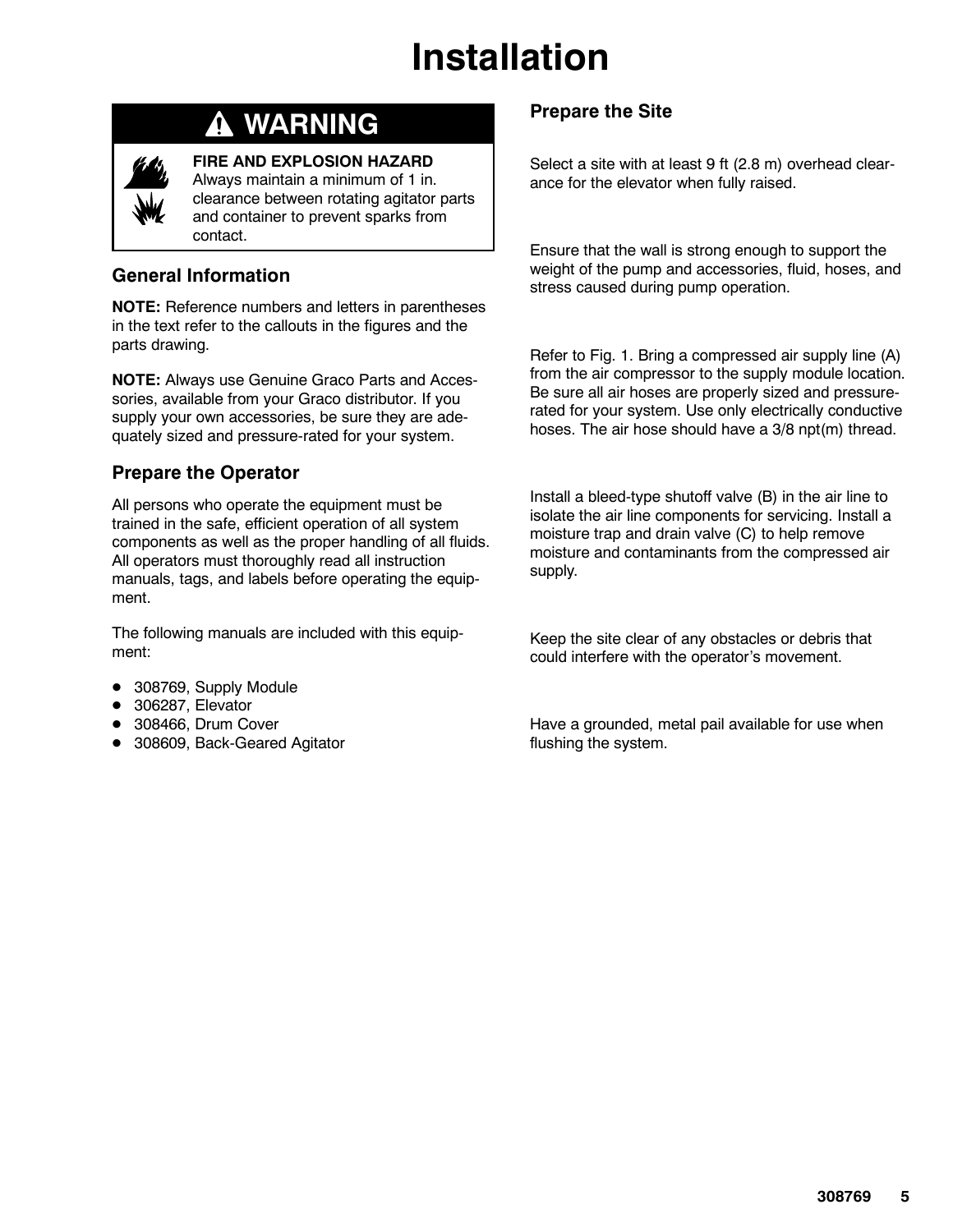# Installation

## ⚠ WARNING

**FIRE AND EXPLOSION HAZARD**
Always maintain a minimum of 1 in. clearance between rotating agitator parts and container to prevent sparks from contact.

### General Information

**NOTE:** Reference numbers and letters in parentheses in the text refer to the callouts in the figures and the parts drawing.

**NOTE:** Always use Genuine Graco Parts and Accessories, available from your Graco distributor. If you supply your own accessories, be sure they are adequately sized and pressure-rated for your system.

### Prepare the Operator

All persons who operate the equipment must be trained in the safe, efficient operation of all system components as well as the proper handling of all fluids. All operators must thoroughly read all instruction manuals, tags, and labels before operating the equipment.

The following manuals are included with this equipment:

- 308769, Supply Module
- 306287, Elevator
- 308466, Drum Cover
- 308609, Back-Geared Agitator

### Prepare the Site

Select a site with at least 9 ft (2.8 m) overhead clearance for the elevator when fully raised.

Ensure that the wall is strong enough to support the weight of the pump and accessories, fluid, hoses, and stress caused during pump operation.

Refer to Fig. 1. Bring a compressed air supply line (A) from the air compressor to the supply module location. Be sure all air hoses are properly sized and pressure-rated for your system. Use only electrically conductive hoses. The air hose should have a 3/8 npt(m) thread.

Install a bleed-type shutoff valve (B) in the air line to isolate the air line components for servicing. Install a moisture trap and drain valve (C) to help remove moisture and contaminants from the compressed air supply.

Keep the site clear of any obstacles or debris that could interfere with the operator's movement.

Have a grounded, metal pail available for use when flushing the system.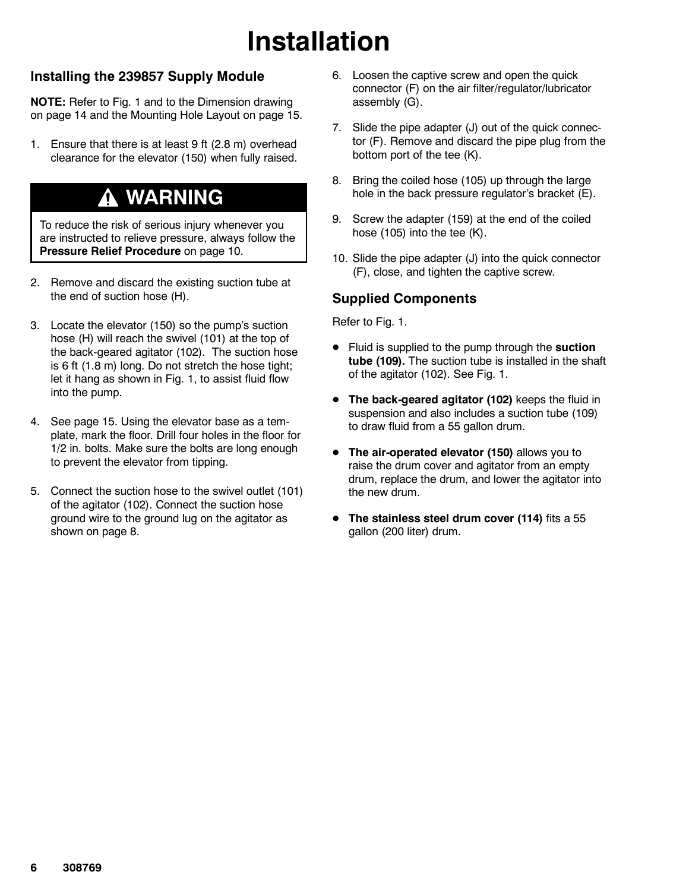# Installation

## Installing the 239857 Supply Module

**NOTE:** Refer to Fig. 1 and to the Dimension drawing on page 14 and the Mounting Hole Layout on page 15.

1. Ensure that there is at least 9 ft (2.8 m) overhead clearance for the elevator (150) when fully raised.

> **⚠ WARNING**
>
> To reduce the risk of serious injury whenever you are instructed to relieve pressure, always follow the **Pressure Relief Procedure** on page 10.

2. Remove and discard the existing suction tube at the end of suction hose (H).
3. Locate the elevator (150) so the pump's suction hose (H) will reach the swivel (101) at the top of the back-geared agitator (102). The suction hose is 6 ft (1.8 m) long. Do not stretch the hose tight; let it hang as shown in Fig. 1, to assist fluid flow into the pump.
4. See page 15. Using the elevator base as a template, mark the floor. Drill four holes in the floor for 1/2 in. bolts. Make sure the bolts are long enough to prevent the elevator from tipping.
5. Connect the suction hose to the swivel outlet (101) of the agitator (102). Connect the suction hose ground wire to the ground lug on the agitator as shown on page 8.
6. Loosen the captive screw and open the quick connector (F) on the air filter/regulator/lubricator assembly (G).
7. Slide the pipe adapter (J) out of the quick connector (F). Remove and discard the pipe plug from the bottom port of the tee (K).
8. Bring the coiled hose (105) up through the large hole in the back pressure regulator's bracket (E).
9. Screw the adapter (159) at the end of the coiled hose (105) into the tee (K).
10. Slide the pipe adapter (J) into the quick connector (F), close, and tighten the captive screw.

## Supplied Components

Refer to Fig. 1.

- Fluid is supplied to the pump through the **suction tube (109).** The suction tube is installed in the shaft of the agitator (102). See Fig. 1.
- **The back-geared agitator (102)** keeps the fluid in suspension and also includes a suction tube (109) to draw fluid from a 55 gallon drum.
- **The air-operated elevator (150)** allows you to raise the drum cover and agitator from an empty drum, replace the drum, and lower the agitator into the new drum.
- **The stainless steel drum cover (114)** fits a 55 gallon (200 liter) drum.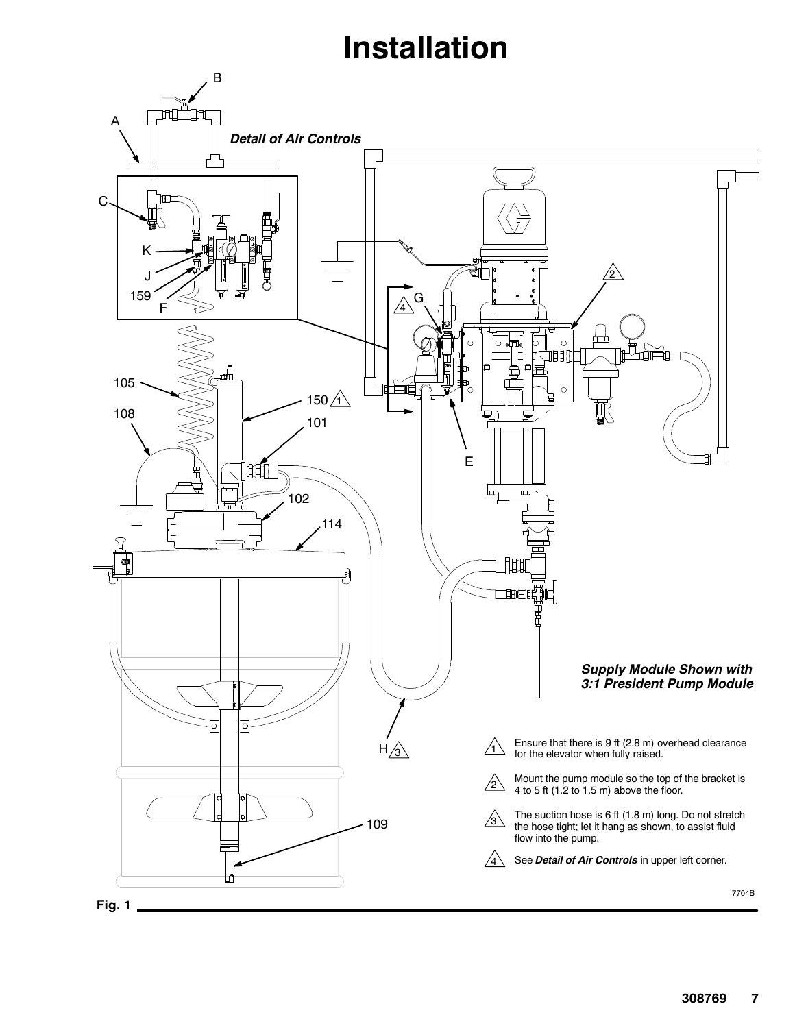# Installation

*Detail of Air Controls*

A

B

C

K

J

159

F

G

4

2

105

150 1

108

101

102

114

E

***Supply Module Shown with 3:1 President Pump Module***

H 3

109

1. Ensure that there is 9 ft (2.8 m) overhead clearance for the elevator when fully raised.
2. Mount the pump module so the top of the bracket is 4 to 5 ft (1.2 to 1.5 m) above the floor.
3. The suction hose is 6 ft (1.8 m) long. Do not stretch the hose tight; let it hang as shown, to assist fluid flow into the pump.
4. See ***Detail of Air Controls*** in upper left corner.

7704B

**Fig. 1**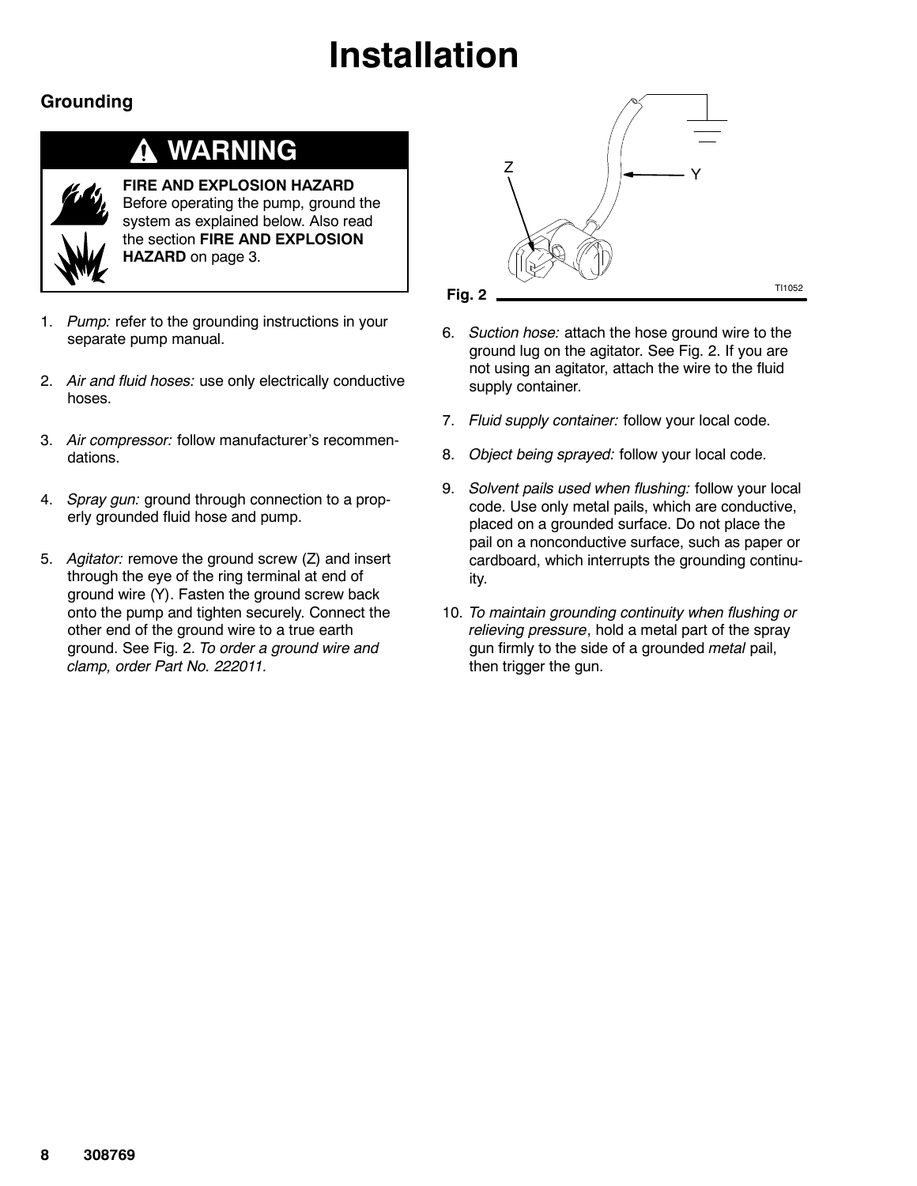# Installation

## Grounding

> **⚠ WARNING**
>
> **FIRE AND EXPLOSION HAZARD**
> Before operating the pump, ground the system as explained below. Also read the section **FIRE AND EXPLOSION HAZARD** on page 3.

1. *Pump:* refer to the grounding instructions in your separate pump manual.
2. *Air and fluid hoses:* use only electrically conductive hoses.
3. *Air compressor:* follow manufacturer's recommendations.
4. *Spray gun:* ground through connection to a properly grounded fluid hose and pump.
5. *Agitator:* remove the ground screw (Z) and insert through the eye of the ring terminal at end of ground wire (Y). Fasten the ground screw back onto the pump and tighten securely. Connect the other end of the ground wire to a true earth ground. See Fig. 2. *To order a ground wire and clamp, order Part No. 222011.*

**Fig. 2**

6. *Suction hose:* attach the hose ground wire to the ground lug on the agitator. See Fig. 2. If you are not using an agitator, attach the wire to the fluid supply container.
7. *Fluid supply container:* follow your local code.
8. *Object being sprayed:* follow your local code.
9. *Solvent pails used when flushing:* follow your local code. Use only metal pails, which are conductive, placed on a grounded surface. Do not place the pail on a nonconductive surface, such as paper or cardboard, which interrupts the grounding continuity.
10. *To maintain grounding continuity when flushing or relieving pressure*, hold a metal part of the spray gun firmly to the side of a grounded *metal* pail, then trigger the gun.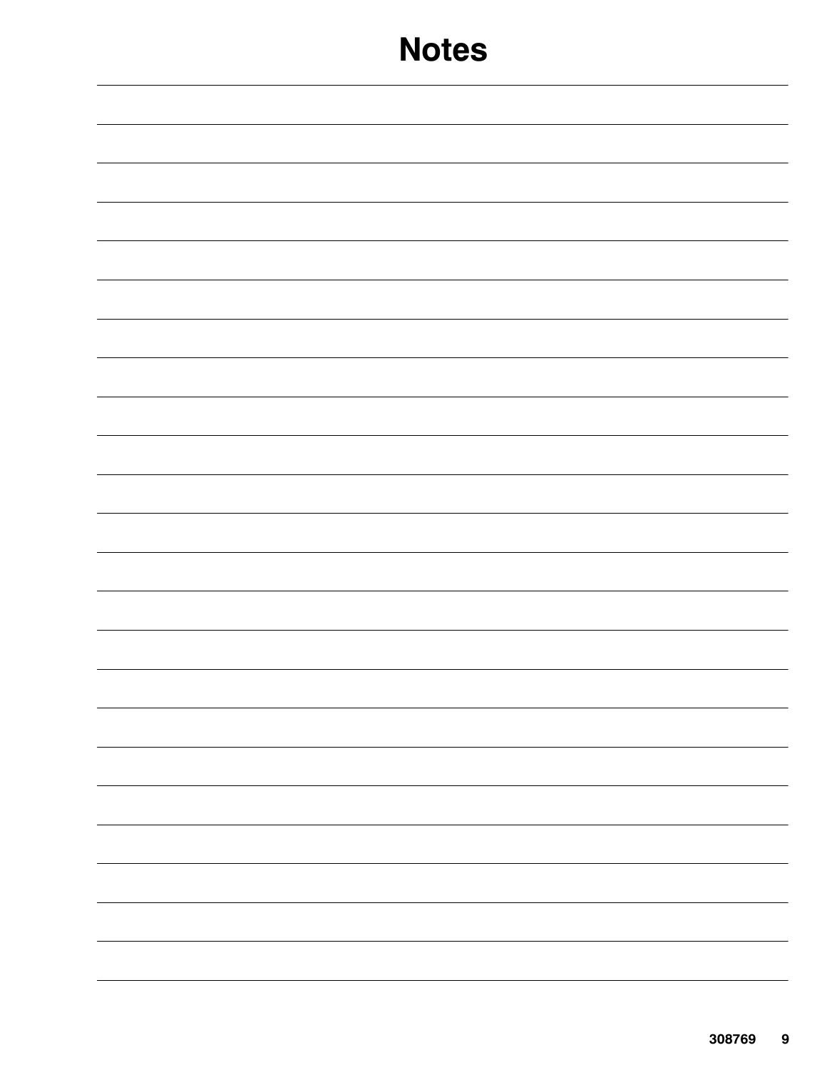# Notes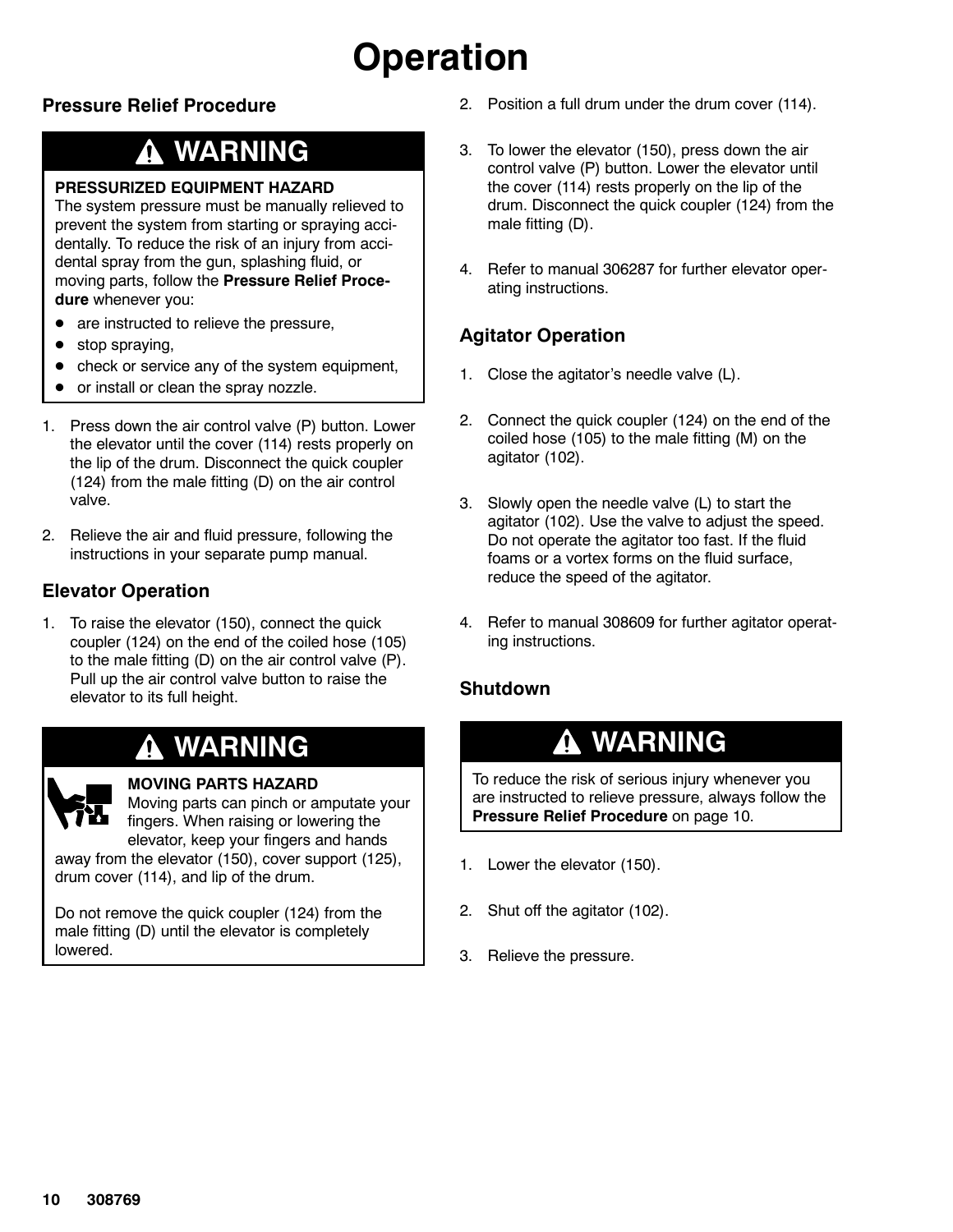# Operation

## Pressure Relief Procedure

> **⚠ WARNING**
>
> **PRESSURIZED EQUIPMENT HAZARD**
> The system pressure must be manually relieved to prevent the system from starting or spraying accidentally. To reduce the risk of an injury from accidental spray from the gun, splashing fluid, or moving parts, follow the **Pressure Relief Procedure** whenever you:
>
> - are instructed to relieve the pressure,
> - stop spraying,
> - check or service any of the system equipment,
> - or install or clean the spray nozzle.

1. Press down the air control valve (P) button. Lower the elevator until the cover (114) rests properly on the lip of the drum. Disconnect the quick coupler (124) from the male fitting (D) on the air control valve.
2. Relieve the air and fluid pressure, following the instructions in your separate pump manual.

## Elevator Operation

1. To raise the elevator (150), connect the quick coupler (124) on the end of the coiled hose (105) to the male fitting (D) on the air control valve (P). Pull up the air control valve button to raise the elevator to its full height.

> **⚠ WARNING**
>
> **MOVING PARTS HAZARD**
> Moving parts can pinch or amputate your fingers. When raising or lowering the elevator, keep your fingers and hands away from the elevator (150), cover support (125), drum cover (114), and lip of the drum.
>
> Do not remove the quick coupler (124) from the male fitting (D) until the elevator is completely lowered.

2. Position a full drum under the drum cover (114).
3. To lower the elevator (150), press down the air control valve (P) button. Lower the elevator until the cover (114) rests properly on the lip of the drum. Disconnect the quick coupler (124) from the male fitting (D).
4. Refer to manual 306287 for further elevator operating instructions.

## Agitator Operation

1. Close the agitator's needle valve (L).
2. Connect the quick coupler (124) on the end of the coiled hose (105) to the male fitting (M) on the agitator (102).
3. Slowly open the needle valve (L) to start the agitator (102). Use the valve to adjust the speed. Do not operate the agitator too fast. If the fluid foams or a vortex forms on the fluid surface, reduce the speed of the agitator.
4. Refer to manual 308609 for further agitator operating instructions.

## Shutdown

> **⚠ WARNING**
>
> To reduce the risk of serious injury whenever you are instructed to relieve pressure, always follow the **Pressure Relief Procedure** on page 10.

1. Lower the elevator (150).
2. Shut off the agitator (102).
3. Relieve the pressure.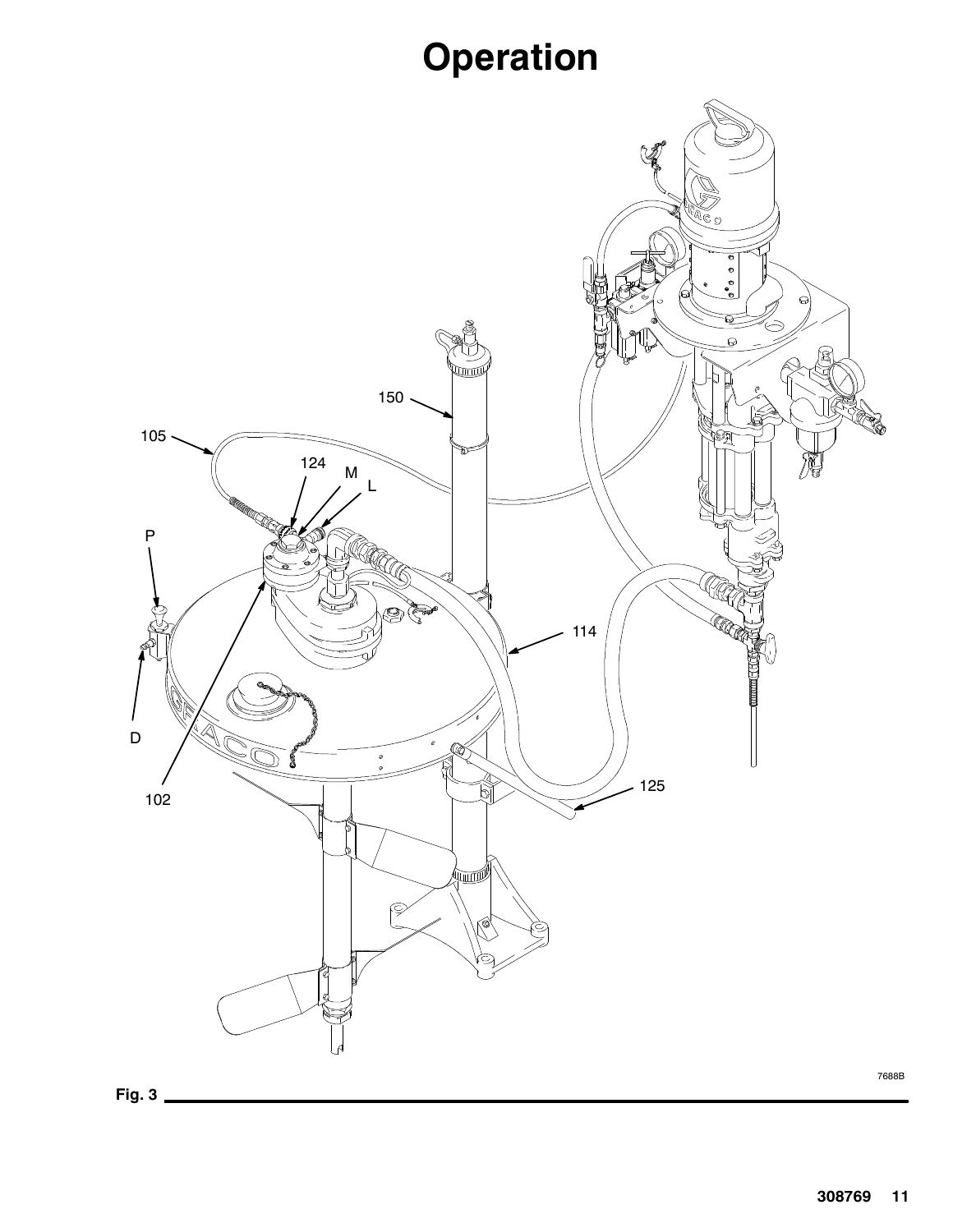# Operation

Fig. 3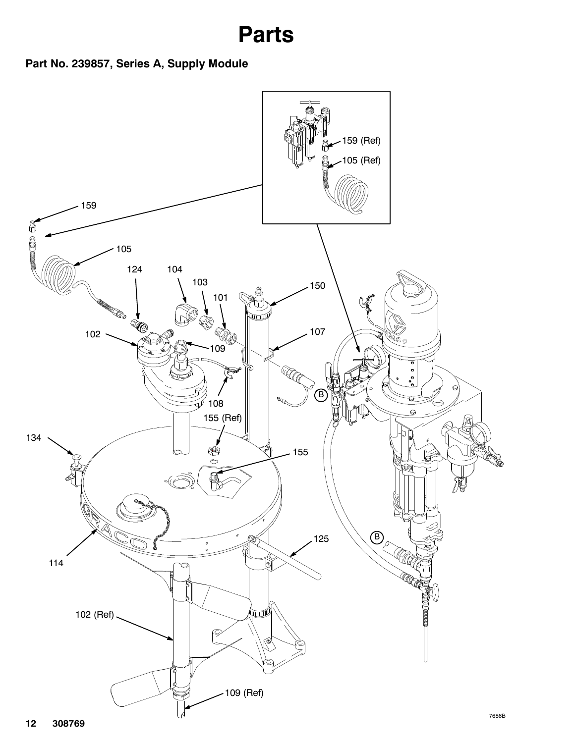# Parts

## Part No. 239857, Series A, Supply Module

159 (Ref)

105 (Ref)

159

105

124

104

103

101

150

102

109

107

108

B

155 (Ref)

134

155

114

125

B

102 (Ref)

109 (Ref)

7686B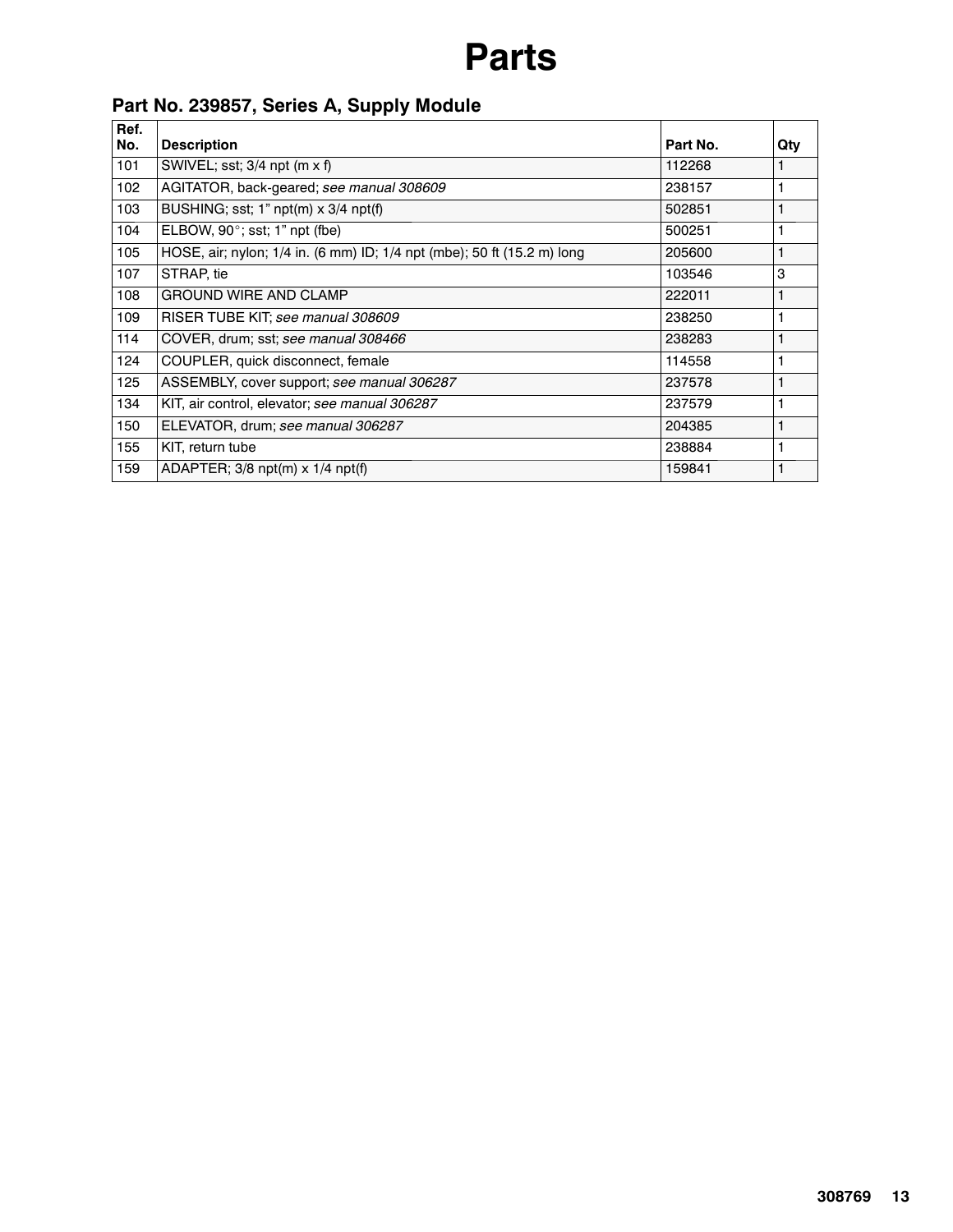# Parts

## Part No. 239857, Series A, Supply Module

| Ref. No. | Description | Part No. | Qty |
|---|---|---|---|
| 101 | SWIVEL; sst; 3/4 npt (m x f) | 112268 | 1 |
| 102 | AGITATOR, back-geared; *see manual 308609* | 238157 | 1 |
| 103 | BUSHING; sst; 1” npt(m) x 3/4 npt(f) | 502851 | 1 |
| 104 | ELBOW, 90°; sst; 1” npt (fbe) | 500251 | 1 |
| 105 | HOSE, air; nylon; 1/4 in. (6 mm) ID; 1/4 npt (mbe); 50 ft (15.2 m) long | 205600 | 1 |
| 107 | STRAP, tie | 103546 | 3 |
| 108 | GROUND WIRE AND CLAMP | 222011 | 1 |
| 109 | RISER TUBE KIT; *see manual 308609* | 238250 | 1 |
| 114 | COVER, drum; sst; *see manual 308466* | 238283 | 1 |
| 124 | COUPLER, quick disconnect, female | 114558 | 1 |
| 125 | ASSEMBLY, cover support; *see manual 306287* | 237578 | 1 |
| 134 | KIT, air control, elevator; *see manual 306287* | 237579 | 1 |
| 150 | ELEVATOR, drum; *see manual 306287* | 204385 | 1 |
| 155 | KIT, return tube | 238884 | 1 |
| 159 | ADAPTER; 3/8 npt(m) x 1/4 npt(f) | 159841 | 1 |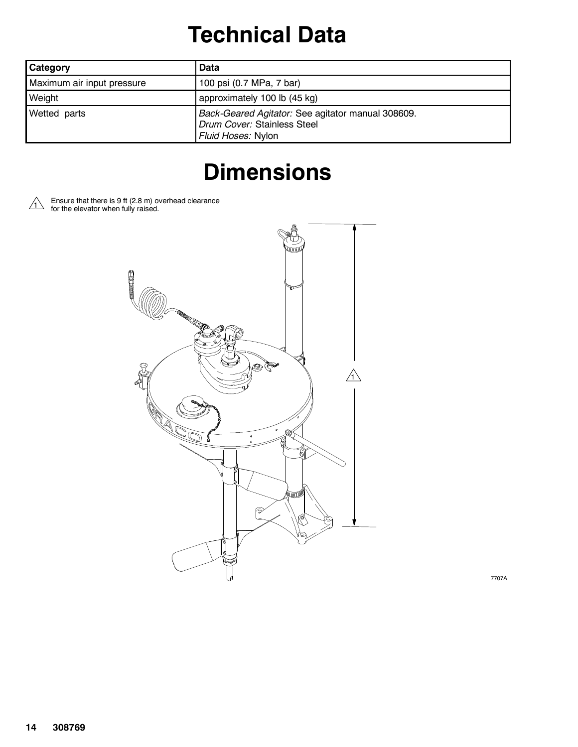# Technical Data

| Category | Data |
|---|---|
| Maximum air input pressure | 100 psi (0.7 MPa, 7 bar) |
| Weight | approximately 100 lb (45 kg) |
| Wetted parts | *Back-Geared Agitator:* See agitator manual 308609.<br>*Drum Cover:* Stainless Steel<br>*Fluid Hoses:* Nylon |

# Dimensions

1 Ensure that there is 9 ft (2.8 m) overhead clearance for the elevator when fully raised.

7707A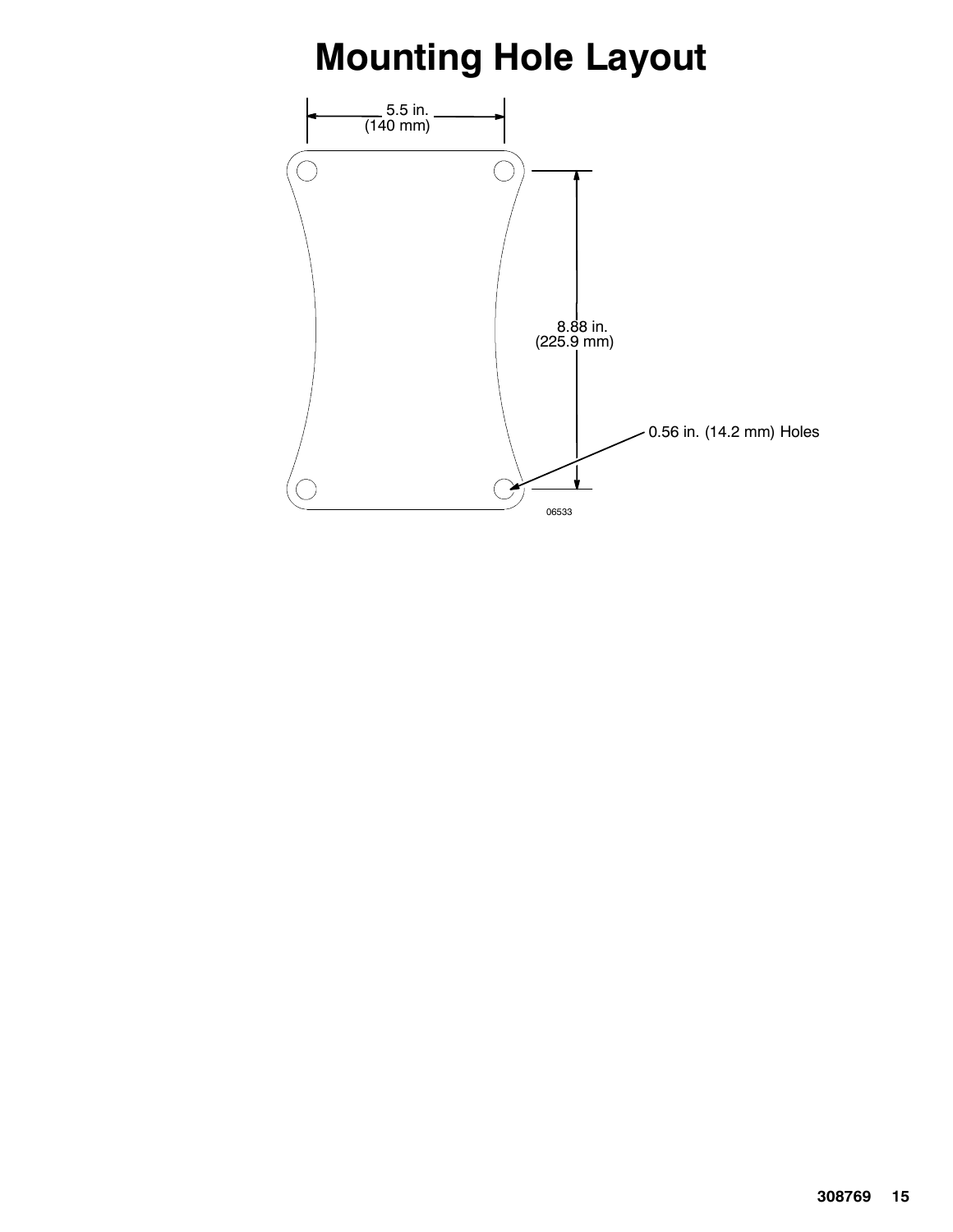# Mounting Hole Layout

5.5 in.
(140 mm)

8.88 in.
(225.9 mm)

0.56 in. (14.2 mm) Holes

06533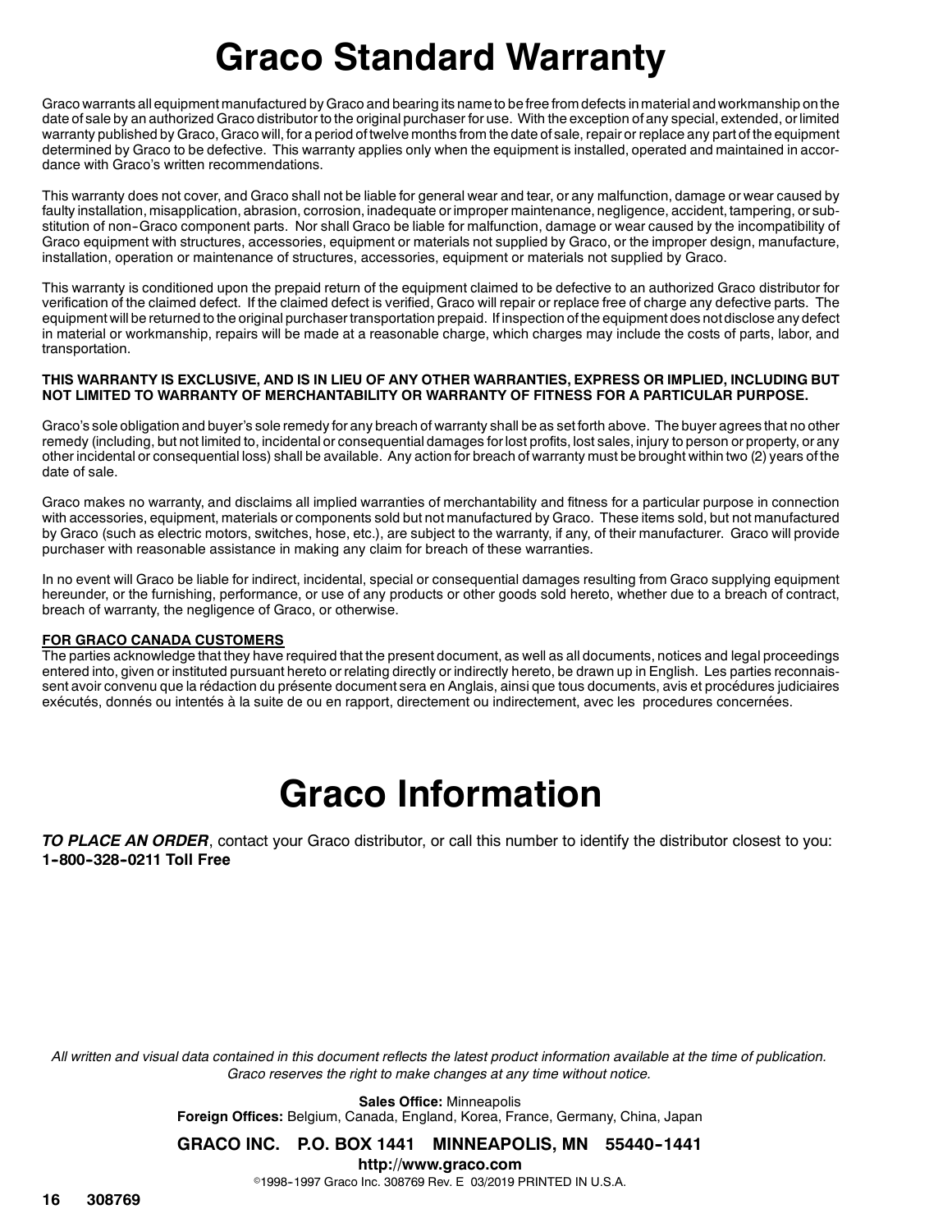# Graco Standard Warranty

Graco warrants all equipment manufactured by Graco and bearing its name to be free from defects in material and workmanship on the date of sale by an authorized Graco distributor to the original purchaser for use. With the exception of any special, extended, or limited warranty published by Graco, Graco will, for a period of twelve months from the date of sale, repair or replace any part of the equipment determined by Graco to be defective. This warranty applies only when the equipment is installed, operated and maintained in accordance with Graco's written recommendations.

This warranty does not cover, and Graco shall not be liable for general wear and tear, or any malfunction, damage or wear caused by faulty installation, misapplication, abrasion, corrosion, inadequate or improper maintenance, negligence, accident, tampering, or substitution of non-Graco component parts. Nor shall Graco be liable for malfunction, damage or wear caused by the incompatibility of Graco equipment with structures, accessories, equipment or materials not supplied by Graco, or the improper design, manufacture, installation, operation or maintenance of structures, accessories, equipment or materials not supplied by Graco.

This warranty is conditioned upon the prepaid return of the equipment claimed to be defective to an authorized Graco distributor for verification of the claimed defect. If the claimed defect is verified, Graco will repair or replace free of charge any defective parts. The equipment will be returned to the original purchaser transportation prepaid. If inspection of the equipment does not disclose any defect in material or workmanship, repairs will be made at a reasonable charge, which charges may include the costs of parts, labor, and transportation.

**THIS WARRANTY IS EXCLUSIVE, AND IS IN LIEU OF ANY OTHER WARRANTIES, EXPRESS OR IMPLIED, INCLUDING BUT NOT LIMITED TO WARRANTY OF MERCHANTABILITY OR WARRANTY OF FITNESS FOR A PARTICULAR PURPOSE.**

Graco's sole obligation and buyer's sole remedy for any breach of warranty shall be as set forth above. The buyer agrees that no other remedy (including, but not limited to, incidental or consequential damages for lost profits, lost sales, injury to person or property, or any other incidental or consequential loss) shall be available. Any action for breach of warranty must be brought within two (2) years of the date of sale.

Graco makes no warranty, and disclaims all implied warranties of merchantability and fitness for a particular purpose in connection with accessories, equipment, materials or components sold but not manufactured by Graco. These items sold, but not manufactured by Graco (such as electric motors, switches, hose, etc.), are subject to the warranty, if any, of their manufacturer. Graco will provide purchaser with reasonable assistance in making any claim for breach of these warranties.

In no event will Graco be liable for indirect, incidental, special or consequential damages resulting from Graco supplying equipment hereunder, or the furnishing, performance, or use of any products or other goods sold hereto, whether due to a breach of contract, breach of warranty, the negligence of Graco, or otherwise.

**FOR GRACO CANADA CUSTOMERS**

The parties acknowledge that they have required that the present document, as well as all documents, notices and legal proceedings entered into, given or instituted pursuant hereto or relating directly or indirectly hereto, be drawn up in English. Les parties reconnaissent avoir convenu que la rédaction du présente document sera en Anglais, ainsi que tous documents, avis et procédures judiciaires exécutés, donnés ou intentés à la suite de ou en rapport, directement ou indirectement, avec les procedures concernées.

# Graco Information

***TO PLACE AN ORDER***, contact your Graco distributor, or call this number to identify the distributor closest to you:
**1-800-328-0211 Toll Free**

*All written and visual data contained in this document reflects the latest product information available at the time of publication. Graco reserves the right to make changes at any time without notice.*

**Sales Office:** Minneapolis
**Foreign Offices:** Belgium, Canada, England, Korea, France, Germany, China, Japan

**GRACO INC. P.O. BOX 1441 MINNEAPOLIS, MN 55440-1441**
**http://www.graco.com**

©1998-1997 Graco Inc. 308769 Rev. E 03/2019 PRINTED IN U.S.A.